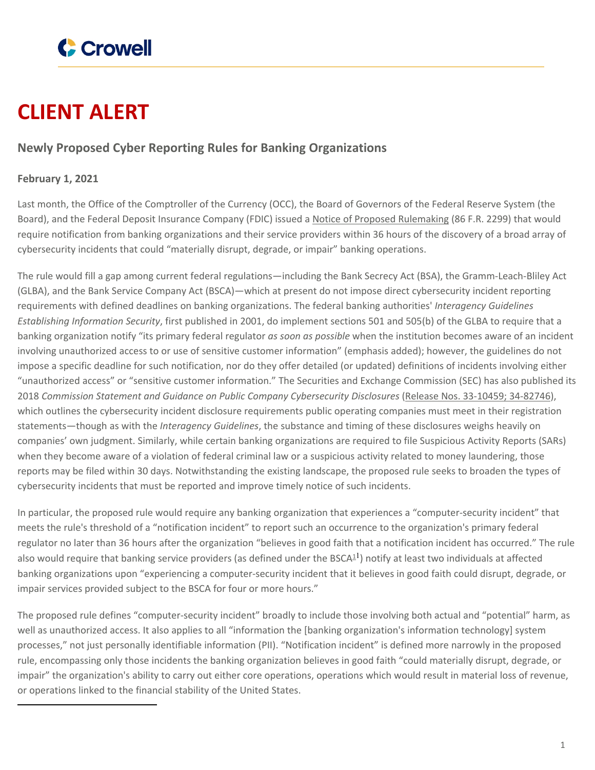Crowell

# CLIENT ALERT

## Newly Proposed Cyber Reporting Rules for Banking Organizations

**February 1, 2021**

Last month, the Office of the Comptroller of the Currency (OCC), the Board of Governors of the Federal Reserve System (the Board), and the Federal Deposit Insurance Company (FDIC) issued a Notice of Proposed Rulemaking (86 F.R. 2299) that would require notification from banking organizations and their service providers within 36 hours of the discovery of a broad array of cybersecurity incidents that could "materially disrupt, degrade, or impair" banking operations.

The rule would fill a gap among current federal regulations—including the Bank Secrecy Act (BSA), the Gramm-Leach-Bliley Act (GLBA), and the Bank Service Company Act (BSCA)—which at present do not impose direct cybersecurity incident reporting requirements with defined deadlines on banking organizations. The federal banking authorities' *Interagency Guidelines Establishing Information Security*, first published in 2001, do implement sections 501 and 505(b) of the GLBA to require that a banking organization notify "its primary federal regulator *as soon as possible* when the institution becomes aware of an incident involving unauthorized access to or use of sensitive customer information" (emphasis added); however, the guidelines do not impose a specific deadline for such notification, nor do they offer detailed (or updated) definitions of incidents involving either "unauthorized access" or "sensitive customer information." The Securities and Exchange Commission (SEC) has also published its 2018 *Commission Statement and Guidance on Public Company Cybersecurity Disclosures* (Release Nos. 33-10459; 34-82746), which outlines the cybersecurity incident disclosure requirements public operating companies must meet in their registration statements—though as with the *Interagency Guidelines*, the substance and timing of these disclosures weighs heavily on companies' own judgment. Similarly, while certain banking organizations are required to file Suspicious Activity Reports (SARs) when they become aware of a violation of federal criminal law or a suspicious activity related to money laundering, those reports may be filed within 30 days. Notwithstanding the existing landscape, the proposed rule seeks to broaden the types of cybersecurity incidents that must be reported and improve timely notice of such incidents.

In particular, the proposed rule would require any banking organization that experiences a "computer-security incident" that meets the rule's threshold of a "notification incident" to report such an occurrence to the organization's primary federal regulator no later than 36 hours after the organization "believes in good faith that a notification incident has occurred." The rule also would require that banking service providers (as defined under the BSCA[1]) notify at least two individuals at affected banking organizations upon "experiencing a computer-security incident that it believes in good faith could disrupt, degrade, or impair services provided subject to the BSCA for four or more hours."

The proposed rule defines "computer-security incident" broadly to include those involving both actual and "potential" harm, as well as unauthorized access. It also applies to all "information the [banking organization's information technology] system processes," not just personally identifiable information (PII). "Notification incident" is defined more narrowly in the proposed rule, encompassing only those incidents the banking organization believes in good faith "could materially disrupt, degrade, or impair" the organization's ability to carry out either core operations, operations which would result in material loss of revenue, or operations linked to the financial stability of the United States.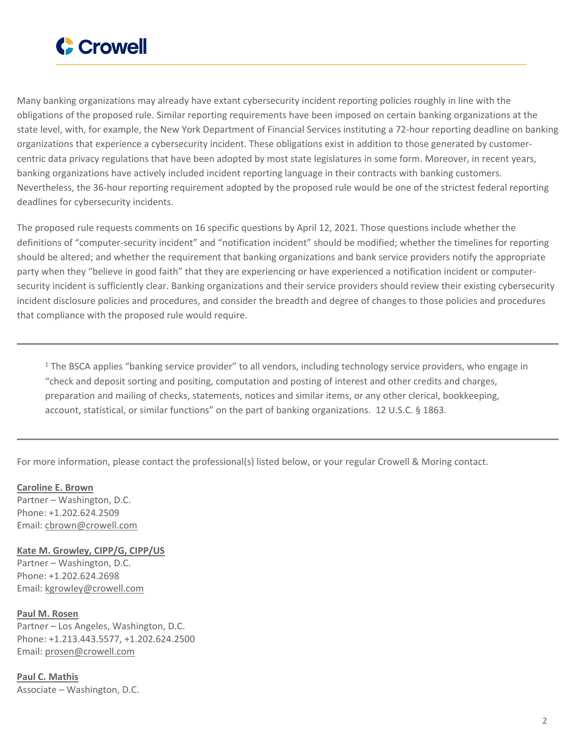Many banking organizations may already have extant cybersecurity incident reporting policies roughly in line with the obligations of the proposed rule. Similar reporting requirements have been imposed on certain banking organizations at the state level, with, for example, the New York Department of Financial Services instituting a 72-hour reporting deadline on banking organizations that experience a cybersecurity incident. These obligations exist in addition to those generated by customer-centric data privacy regulations that have been adopted by most state legislatures in some form. Moreover, in recent years, banking organizations have actively included incident reporting language in their contracts with banking customers. Nevertheless, the 36-hour reporting requirement adopted by the proposed rule would be one of the strictest federal reporting deadlines for cybersecurity incidents.

The proposed rule requests comments on 16 specific questions by April 12, 2021. Those questions include whether the definitions of "computer-security incident" and "notification incident" should be modified; whether the timelines for reporting should be altered; and whether the requirement that banking organizations and bank service providers notify the appropriate party when they "believe in good faith" that they are experiencing or have experienced a notification incident or computer-security incident is sufficiently clear. Banking organizations and their service providers should review their existing cybersecurity incident disclosure policies and procedures, and consider the breadth and degree of changes to those policies and procedures that compliance with the proposed rule would require.

---

[1] The BSCA applies "banking service provider" to all vendors, including technology service providers, who engage in "check and deposit sorting and positing, computation and posting of interest and other credits and charges, preparation and mailing of checks, statements, notices and similar items, or any other clerical, bookkeeping, account, statistical, or similar functions" on the part of banking organizations. 12 U.S.C. § 1863.

---

For more information, please contact the professional(s) listed below, or your regular Crowell & Moring contact.

**Caroline E. Brown**
Partner – Washington, D.C.
Phone: +1.202.624.2509
Email: cbrown@crowell.com

**Kate M. Growley, CIPP/G, CIPP/US**
Partner – Washington, D.C.
Phone: +1.202.624.2698
Email: kgrowley@crowell.com

**Paul M. Rosen**
Partner – Los Angeles, Washington, D.C.
Phone: +1.213.443.5577, +1.202.624.2500
Email: prosen@crowell.com

**Paul C. Mathis**
Associate – Washington, D.C.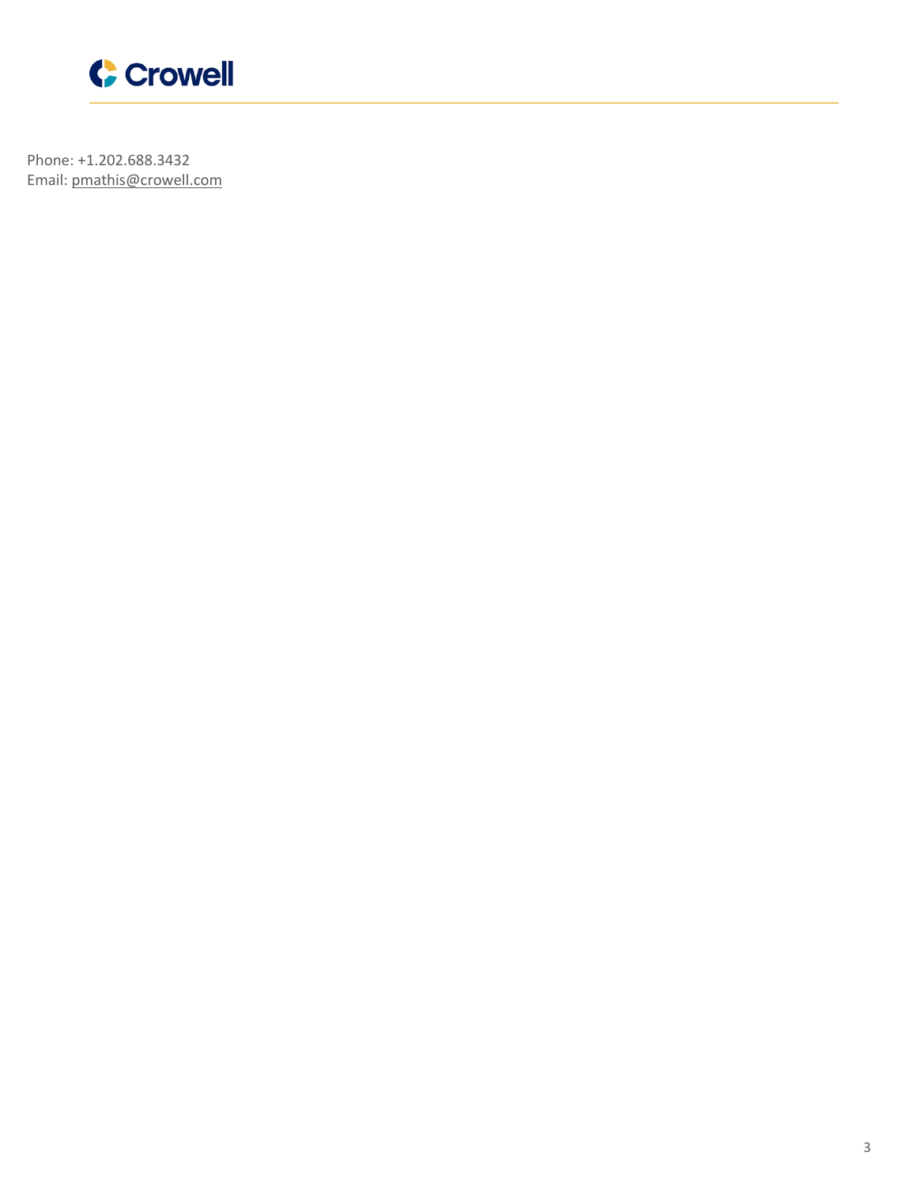Phone: +1.202.688.3432
Email: pmathis@crowell.com